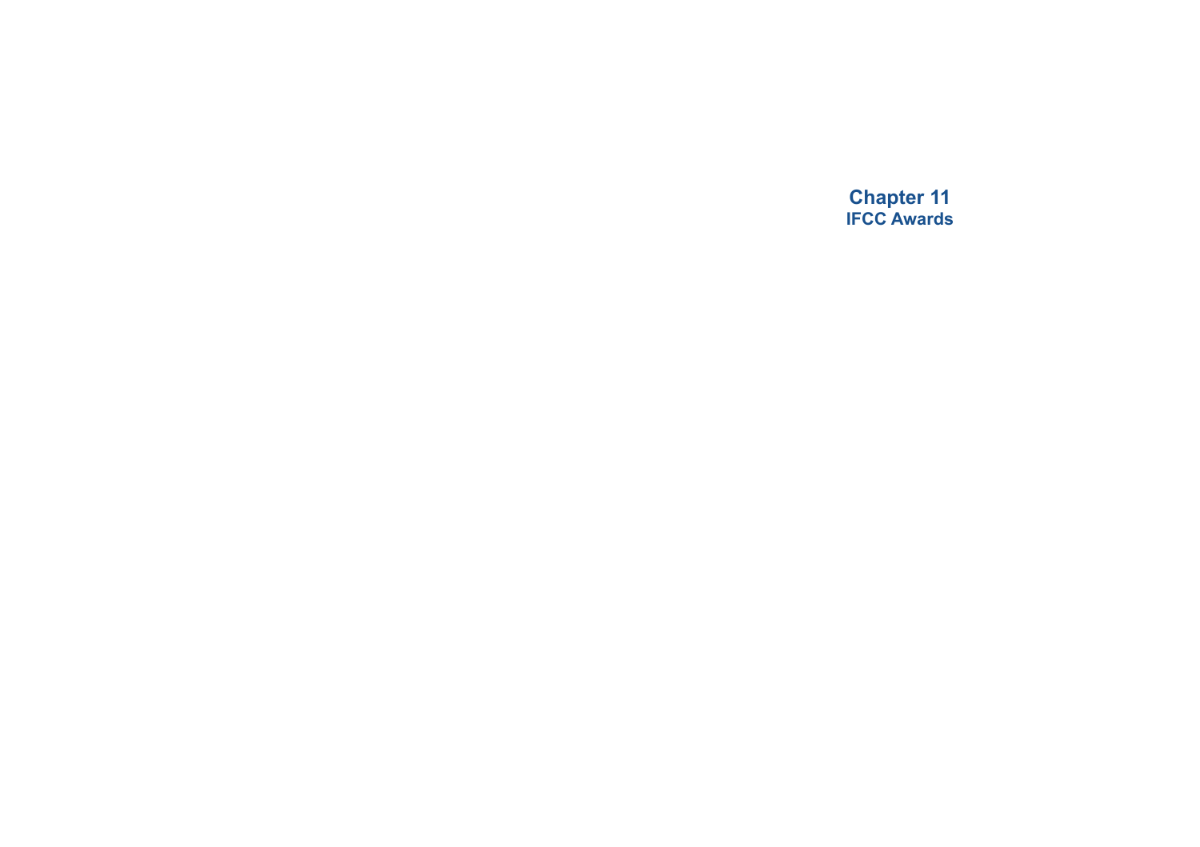# Chapter 11
## IFCC Awards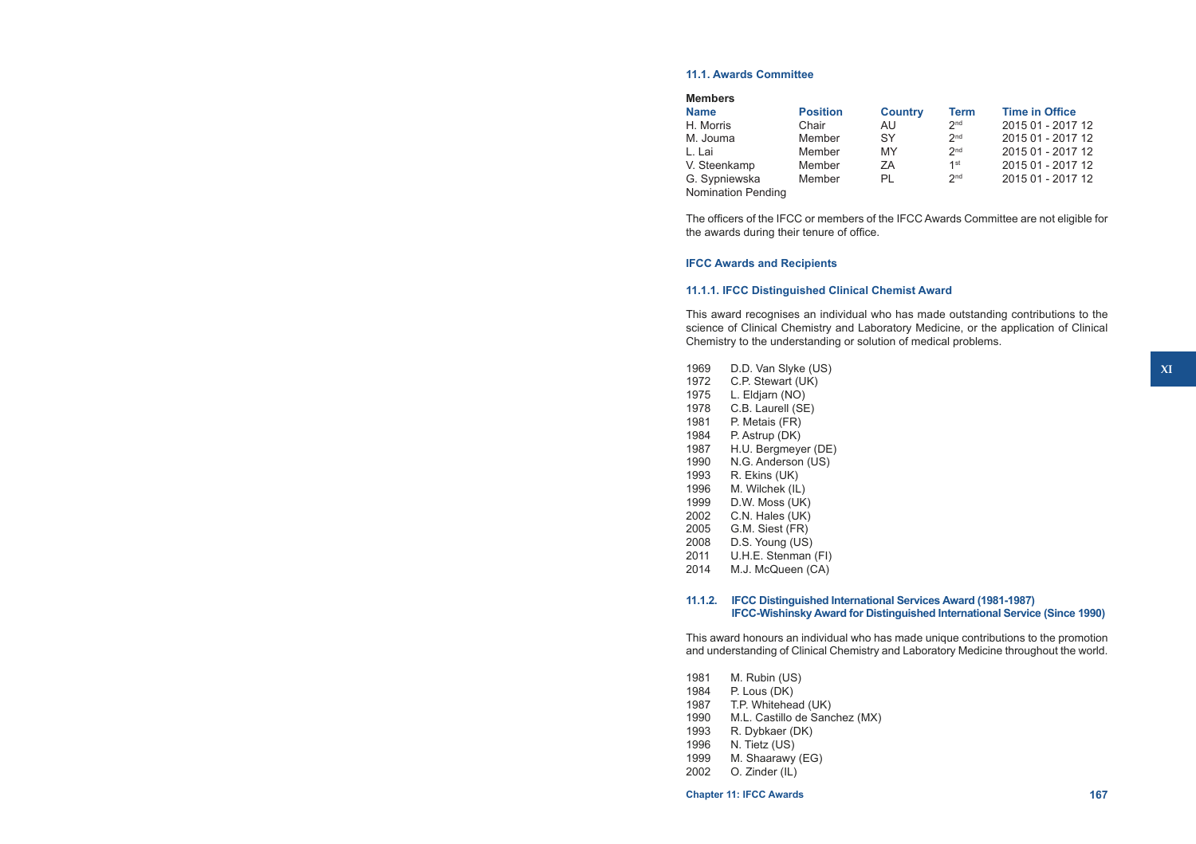### 11.1. Awards Committee

**Members**

| Name | Position | Country | Term | Time in Office |
|---|---|---|---|---|
| H. Morris | Chair | AU | 2nd | 2015 01 - 2017 12 |
| M. Jouma | Member | SY | 2nd | 2015 01 - 2017 12 |
| L. Lai | Member | MY | 2nd | 2015 01 - 2017 12 |
| V. Steenkamp | Member | ZA | 1st | 2015 01 - 2017 12 |
| G. Sypniewska | Member | PL | 2nd | 2015 01 - 2017 12 |
| Nomination Pending | | | | |

The officers of the IFCC or members of the IFCC Awards Committee are not eligible for the awards during their tenure of office.

### IFCC Awards and Recipients

#### 11.1.1. IFCC Distinguished Clinical Chemist Award

This award recognises an individual who has made outstanding contributions to the science of Clinical Chemistry and Laboratory Medicine, or the application of Clinical Chemistry to the understanding or solution of medical problems.

- 1969 D.D. Van Slyke (US)
- 1972 C.P. Stewart (UK)
- 1975 L. Eldjarn (NO)
- 1978 C.B. Laurell (SE)
- 1981 P. Metais (FR)
- 1984 P. Astrup (DK)
- 1987 H.U. Bergmeyer (DE)
- 1990 N.G. Anderson (US)
- 1993 R. Ekins (UK)
- 1996 M. Wilchek (IL)
- 1999 D.W. Moss (UK)
- 2002 C.N. Hales (UK)
- 2005 G.M. Siest (FR)
- 2008 D.S. Young (US)
- 2011 U.H.E. Stenman (FI)
- 2014 M.J. McQueen (CA)

#### 11.1.2. IFCC Distinguished International Services Award (1981-1987) IFCC-Wishinsky Award for Distinguished International Service (Since 1990)

This award honours an individual who has made unique contributions to the promotion and understanding of Clinical Chemistry and Laboratory Medicine throughout the world.

- 1981 M. Rubin (US)
- 1984 P. Lous (DK)
- 1987 T.P. Whitehead (UK)
- 1990 M.L. Castillo de Sanchez (MX)
- 1993 R. Dybkaer (DK)
- 1996 N. Tietz (US)
- 1999 M. Shaarawy (EG)
- 2002 O. Zinder (IL)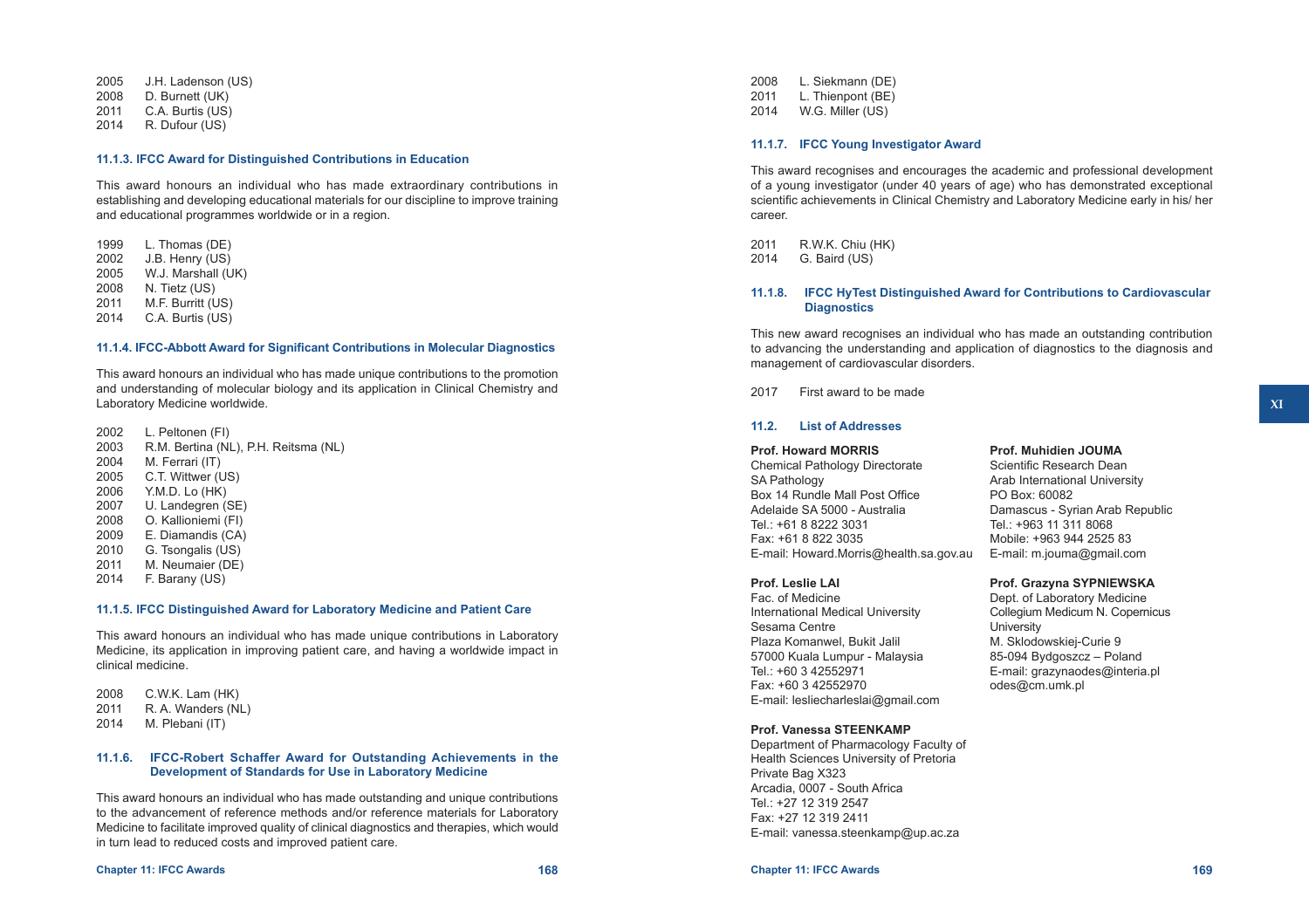2005 J.H. Ladenson (US)
2008 D. Burnett (UK)
2011 C.A. Burtis (US)
2014 R. Dufour (US)

### 11.1.3. IFCC Award for Distinguished Contributions in Education

This award honours an individual who has made extraordinary contributions in establishing and developing educational materials for our discipline to improve training and educational programmes worldwide or in a region.

1999 L. Thomas (DE)
2002 J.B. Henry (US)
2005 W.J. Marshall (UK)
2008 N. Tietz (US)
2011 M.F. Burritt (US)
2014 C.A. Burtis (US)

### 11.1.4. IFCC-Abbott Award for Significant Contributions in Molecular Diagnostics

This award honours an individual who has made unique contributions to the promotion and understanding of molecular biology and its application in Clinical Chemistry and Laboratory Medicine worldwide.

2002 L. Peltonen (FI)
2003 R.M. Bertina (NL), P.H. Reitsma (NL)
2004 M. Ferrari (IT)
2005 C.T. Wittwer (US)
2006 Y.M.D. Lo (HK)
2007 U. Landegren (SE)
2008 O. Kallioniemi (FI)
2009 E. Diamandis (CA)
2010 G. Tsongalis (US)
2011 M. Neumaier (DE)
2014 F. Barany (US)

### 11.1.5. IFCC Distinguished Award for Laboratory Medicine and Patient Care

This award honours an individual who has made unique contributions in Laboratory Medicine, its application in improving patient care, and having a worldwide impact in clinical medicine.

2008 C.W.K. Lam (HK)
2011 R. A. Wanders (NL)
2014 M. Plebani (IT)

### 11.1.6. IFCC-Robert Schaffer Award for Outstanding Achievements in the Development of Standards for Use in Laboratory Medicine

This award honours an individual who has made outstanding and unique contributions to the advancement of reference methods and/or reference materials for Laboratory Medicine to facilitate improved quality of clinical diagnostics and therapies, which would in turn lead to reduced costs and improved patient care.

2008 L. Siekmann (DE)
2011 L. Thienpont (BE)
2014 W.G. Miller (US)

### 11.1.7. IFCC Young Investigator Award

This award recognises and encourages the academic and professional development of a young investigator (under 40 years of age) who has demonstrated exceptional scientific achievements in Clinical Chemistry and Laboratory Medicine early in his/ her career.

2011 R.W.K. Chiu (HK)
2014 G. Baird (US)

### 11.1.8. IFCC HyTest Distinguished Award for Contributions to Cardiovascular Diagnostics

This new award recognises an individual who has made an outstanding contribution to advancing the understanding and application of diagnostics to the diagnosis and management of cardiovascular disorders.

2017 First award to be made

## 11.2. List of Addresses

**Prof. Howard MORRIS**
Chemical Pathology Directorate
SA Pathology
Box 14 Rundle Mall Post Office
Adelaide SA 5000 - Australia
Tel.: +61 8 8222 3031
Fax: +61 8 822 3035
E-mail: Howard.Morris@health.sa.gov.au

**Prof. Leslie LAI**
Fac. of Medicine
International Medical University
Sesama Centre
Plaza Komanwel, Bukit Jalil
57000 Kuala Lumpur - Malaysia
Tel.: +60 3 42552971
Fax: +60 3 42552970
E-mail: lesliecharleslai@gmail.com

**Prof. Vanessa STEENKAMP**
Department of Pharmacology Faculty of Health Sciences University of Pretoria
Private Bag X323
Arcadia, 0007 - South Africa
Tel.: +27 12 319 2547
Fax: +27 12 319 2411
E-mail: vanessa.steenkamp@up.ac.za

**Prof. Muhidien JOUMA**
Scientific Research Dean
Arab International University
PO Box: 60082
Damascus - Syrian Arab Republic
Tel.: +963 11 311 8068
Mobile: +963 944 2525 83
E-mail: m.jouma@gmail.com

**Prof. Grazyna SYPNIEWSKA**
Dept. of Laboratory Medicine
Collegium Medicum N. Copernicus University
M. Sklodowskiej-Curie 9
85-094 Bydgoszcz – Poland
E-mail: grazynaodes@interia.pl
odes@cm.umk.pl